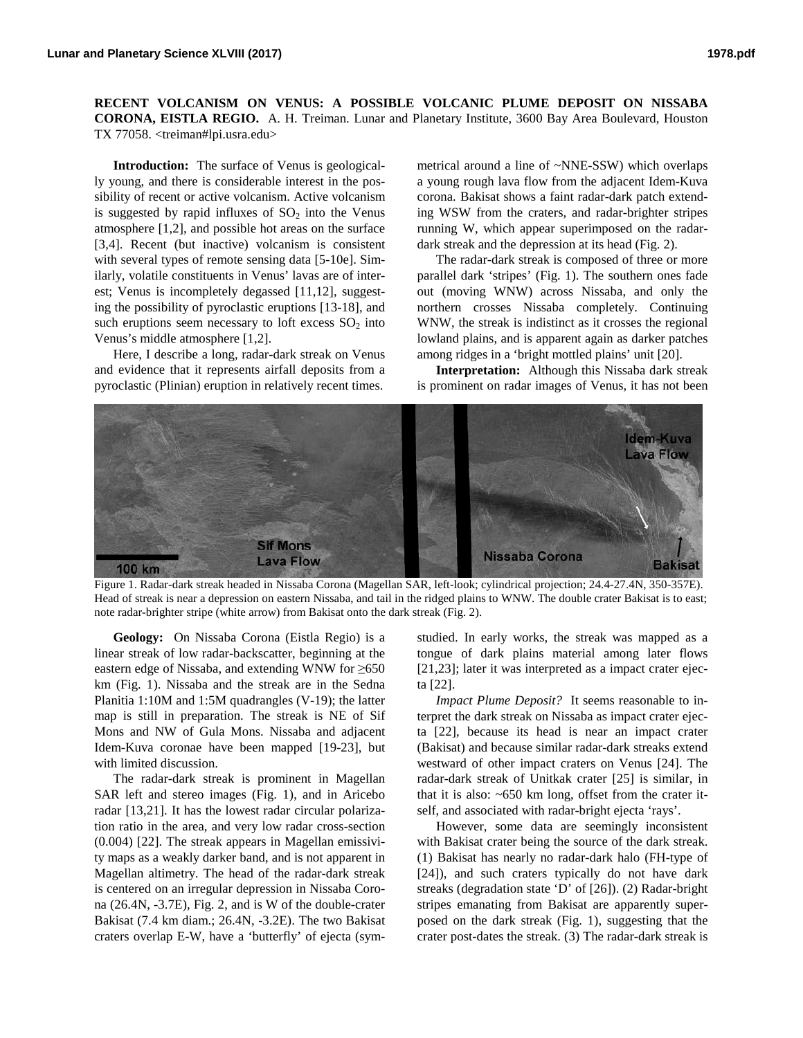# RECENT VOLCANISM ON VENUS: A POSSIBLE VOLCANIC PLUME DEPOSIT ON NISSABA CORONA, EISTLA REGIO.

A. H. Treiman. Lunar and Planetary Institute, 3600 Bay Area Boulevard, Houston TX 77058. <treiman#lpi.usra.edu>

**Introduction:** The surface of Venus is geologically young, and there is considerable interest in the possibility of recent or active volcanism. Active volcanism is suggested by rapid influxes of $SO_2$ into the Venus atmosphere [1,2], and possible hot areas on the surface [3,4]. Recent (but inactive) volcanism is consistent with several types of remote sensing data [5-10e]. Similarly, volatile constituents in Venus' lavas are of interest; Venus is incompletely degassed [11,12], suggesting the possibility of pyroclastic eruptions [13-18], and such eruptions seem necessary to loft excess $SO_2$ into Venus's middle atmosphere [1,2].

Here, I describe a long, radar-dark streak on Venus and evidence that it represents airfall deposits from a pyroclastic (Plinian) eruption in relatively recent times.

**Geology:** On Nissaba Corona (Eistla Regio) is a linear streak of low radar-backscatter, beginning at the eastern edge of Nissaba, and extending WNW for ≥650 km (Fig. 1). Nissaba and the streak are in the Sedna Planitia 1:10M and 1:5M quadrangles (V-19); the latter map is still in preparation. The streak is NE of Sif Mons and NW of Gula Mons. Nissaba and adjacent Idem-Kuva coronae have been mapped [19-23], but with limited discussion.

The radar-dark streak is prominent in Magellan SAR left and stereo images (Fig. 1), and in Aricebo radar [13,21]. It has the lowest radar circular polarization ratio in the area, and very low radar cross-section (0.004) [22]. The streak appears in Magellan emissivity maps as a weakly darker band, and is not apparent in Magellan altimetry. The head of the radar-dark streak is centered on an irregular depression in Nissaba Corona (26.4N, -3.7E), Fig. 2, and is W of the double-crater Bakisat (7.4 km diam.; 26.4N, -3.2E). The two Bakisat craters overlap E-W, have a 'butterfly' of ejecta (symmetrical around a line of ~NNE-SSW) which overlaps a young rough lava flow from the adjacent Idem-Kuva corona. Bakisat shows a faint radar-dark patch extending WSW from the craters, and radar-brighter stripes running W, which appear superimposed on the radar-dark streak and the depression at its head (Fig. 2).

The radar-dark streak is composed of three or more parallel dark 'stripes' (Fig. 1). The southern ones fade out (moving WNW) across Nissaba, and only the northern crosses Nissaba completely. Continuing WNW, the streak is indistinct as it crosses the regional lowland plains, and is apparent again as darker patches among ridges in a 'bright mottled plains' unit [20].

Figure 1. Radar-dark streak headed in Nissaba Corona (Magellan SAR, left-look; cylindrical projection; 24.4-27.4N, 350-357E). Head of streak is near a depression on eastern Nissaba, and tail in the ridged plains to WNW. The double crater Bakisat is to east; note radar-brighter stripe (white arrow) from Bakisat onto the dark streak (Fig. 2).

**Interpretation:** Although this Nissaba dark streak is prominent on radar images of Venus, it has not been studied. In early works, the streak was mapped as a tongue of dark plains material among later flows [21,23]; later it was interpreted as a impact crater ejecta [22].

*Impact Plume Deposit?* It seems reasonable to interpret the dark streak on Nissaba as impact crater ejecta [22], because its head is near an impact crater (Bakisat) and because similar radar-dark streaks extend westward of other impact craters on Venus [24]. The radar-dark streak of Unitkak crater [25] is similar, in that it is also: ~650 km long, offset from the crater itself, and associated with radar-bright ejecta 'rays'.

However, some data are seemingly inconsistent with Bakisat crater being the source of the dark streak. (1) Bakisat has nearly no radar-dark halo (FH-type of [24]), and such craters typically do not have dark streaks (degradation state 'D' of [26]). (2) Radar-bright stripes emanating from Bakisat are apparently superposed on the dark streak (Fig. 1), suggesting that the crater post-dates the streak. (3) The radar-dark streak is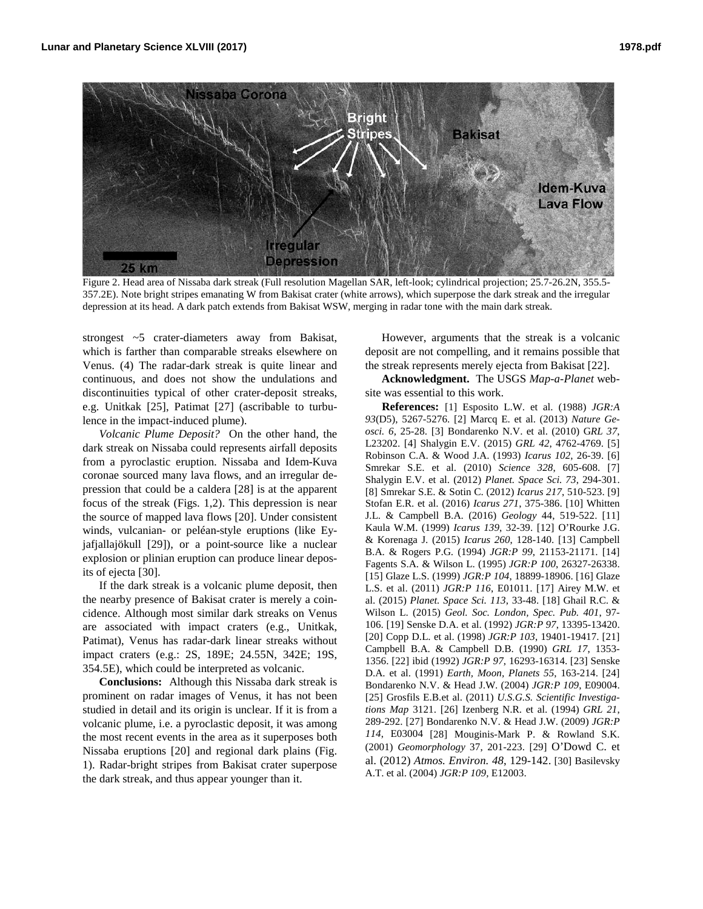Figure 2. Head area of Nissaba dark streak (Full resolution Magellan SAR, left-look; cylindrical projection; 25.7-26.2N, 355.5-357.2E). Note bright stripes emanating W from Bakisat crater (white arrows), which superpose the dark streak and the irregular depression at its head. A dark patch extends from Bakisat WSW, merging in radar tone with the main dark streak.

strongest ~5 crater-diameters away from Bakisat, which is farther than comparable streaks elsewhere on Venus. (4) The radar-dark streak is quite linear and continuous, and does not show the undulations and discontinuities typical of other crater-deposit streaks, e.g. Unitkak [25], Patimat [27] (ascribable to turbulence in the impact-induced plume).

*Volcanic Plume Deposit?* On the other hand, the dark streak on Nissaba could represents airfall deposits from a pyroclastic eruption. Nissaba and Idem-Kuva coronae sourced many lava flows, and an irregular depression that could be a caldera [28] is at the apparent focus of the streak (Figs. 1,2). This depression is near the source of mapped lava flows [20]. Under consistent winds, vulcanian- or peléan-style eruptions (like Eyjafjallajökull [29]), or a point-source like a nuclear explosion or plinian eruption can produce linear deposits of ejecta [30].

If the dark streak is a volcanic plume deposit, then the nearby presence of Bakisat crater is merely a coincidence. Although most similar dark streaks on Venus are associated with impact craters (e.g., Unitkak, Patimat), Venus has radar-dark linear streaks without impact craters (e.g.: 2S, 189E; 24.55N, 342E; 19S, 354.5E), which could be interpreted as volcanic.

**Conclusions:** Although this Nissaba dark streak is prominent on radar images of Venus, it has not been studied in detail and its origin is unclear. If it is from a volcanic plume, i.e. a pyroclastic deposit, it was among the most recent events in the area as it superposes both Nissaba eruptions [20] and regional dark plains (Fig. 1). Radar-bright stripes from Bakisat crater superpose the dark streak, and thus appear younger than it.

However, arguments that the streak is a volcanic deposit are not compelling, and it remains possible that the streak represents merely ejecta from Bakisat [22].

**Acknowledgment.** The USGS *Map-a-Planet* website was essential to this work.

**References:** [1] Esposito L.W. et al. (1988) *JGR:A 93*(D5), 5267-5276. [2] Marcq E. et al. (2013) *Nature Geosci. 6*, 25-28. [3] Bondarenko N.V. et al. (2010) G*RL 37*, L23202. [4] Shalygin E.V. (2015) *GRL 42*, 4762-4769. [5] Robinson C.A. & Wood J.A. (1993) *Icarus 102*, 26-39. [6] Smrekar S.E. et al. (2010) *Science 328*, 605-608. [7] Shalygin E.V. et al. (2012) *Planet. Space Sci. 73*, 294-301. [8] Smrekar S.E. & Sotin C. (2012) *Icarus 217*, 510-523. [9] Stofan E.R. et al. (2016) *Icarus 271*, 375-386. [10] Whitten J.L. & Campbell B.A. (2016) *Geology* 44, 519-522. [11] Kaula W.M. (1999) *Icarus 139*, 32-39. [12] O'Rourke J.G. & Korenaga J. (2015) *Icarus 260*, 128-140. [13] Campbell B.A. & Rogers P.G. (1994) *JGR:P 99*, 21153-21171. [14] Fagents S.A. & Wilson L. (1995) *JGR:P 100*, 26327-26338. [15] Glaze L.S. (1999) *JGR:P 104*, 18899-18906. [16] Glaze L.S. et al. (2011) *JGR:P 116*, E01011. [17] Airey M.W. et al. (2015) *Planet. Space Sci. 113*, 33-48. [18] Ghail R.C. & Wilson L. (2015) *Geol. Soc. London, Spec. Pub. 401*, 97-106. [19] Senske D.A. et al. (1992) *JGR:P 97*, 13395-13420. [20] Copp D.L. et al. (1998) *JGR:P 103*, 19401-19417. [21] Campbell B.A. & Campbell D.B. (1990) *GRL 17*, 1353-1356. [22] ibid (1992) *JGR:P 97*, 16293-16314. [23] Senske D.A. et al. (1991) *Earth, Moon, Planets 55*, 163-214. [24] Bondarenko N.V. & Head J.W. (2004) *JGR:P 109*, E09004. [25] Grosfils E.B.et al. (2011) *U.S.G.S. Scientific Investigations Map* 3121. [26] Izenberg N.R. et al. (1994) *GRL 21*, 289-292. [27] Bondarenko N.V. & Head J.W. (2009) *JGR:P 114*, E03004 [28] Mouginis-Mark P. & Rowland S.K. (2001) *Geomorphology* 37, 201-223. [29] O'Dowd C. et al. (2012) *Atmos. Environ. 48*, 129-142. [30] Basilevsky A.T. et al. (2004) *JGR:P 109*, E12003.